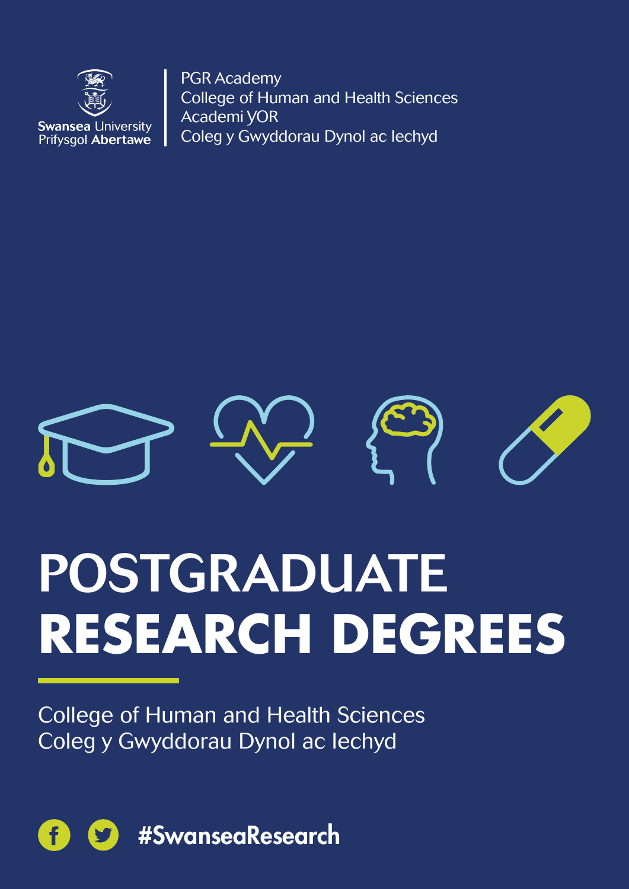Swansea University
Prifysgol Abertawe

PGR Academy
College of Human and Health Sciences
Academi YOR
Coleg y Gwyddorau Dynol ac Iechyd

# POSTGRADUATE RESEARCH DEGREES

College of Human and Health Sciences
Coleg y Gwyddorau Dynol ac Iechyd

#SwanseaResearch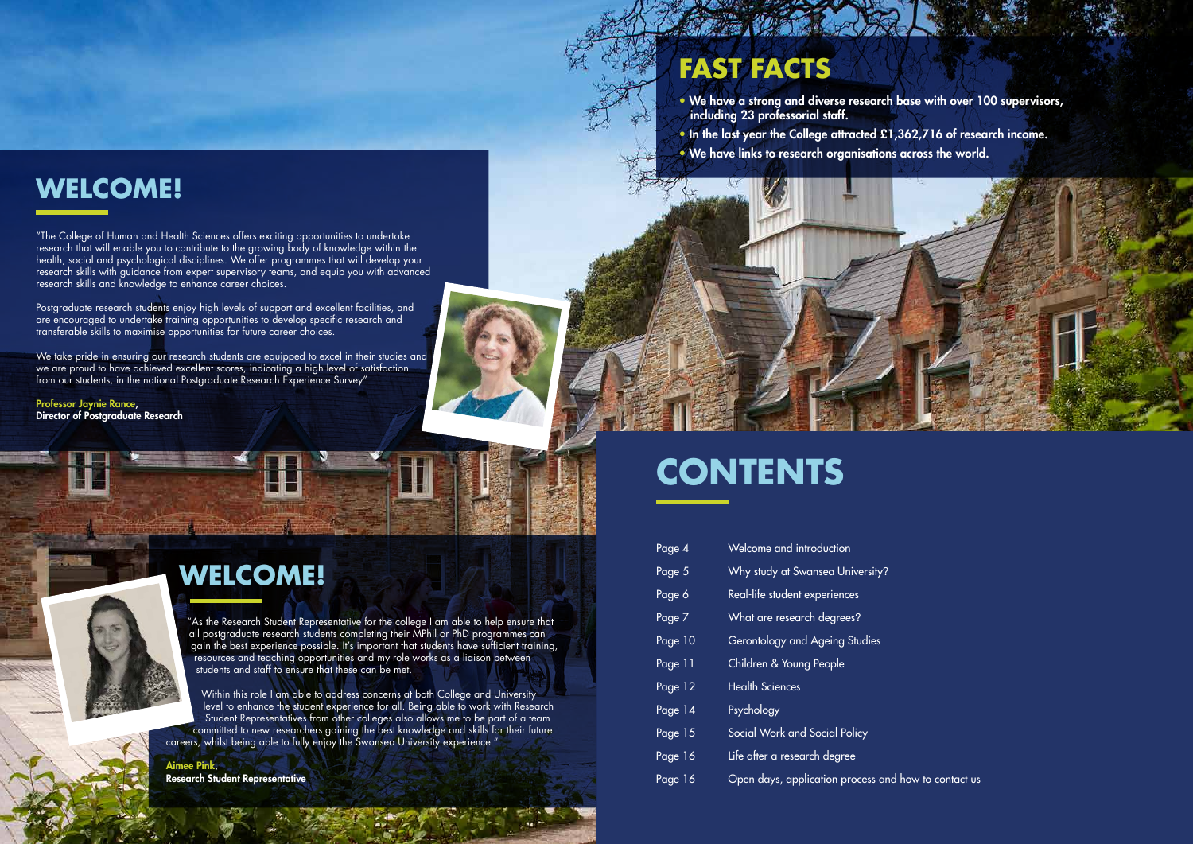## WELCOME!

"The College of Human and Health Sciences offers exciting opportunities to undertake research that will enable you to contribute to the growing body of knowledge within the health, social and psychological disciplines. We offer programmes that will develop your research skills with guidance from expert supervisory teams, and equip you with advanced research skills and knowledge to enhance career choices.

Postgraduate research students enjoy high levels of support and excellent facilities, and are encouraged to undertake training opportunities to develop specific research and transferable skills to maximise opportunities for future career choices.

We take pride in ensuring our research students are equipped to excel in their studies and we are proud to have achieved excellent scores, indicating a high level of satisfaction from our students, in the national Postgraduate Research Experience Survey"

**Professor Jaynie Rance,**
**Director of Postgraduate Research**

## WELCOME!

"As the Research Student Representative for the college I am able to help ensure that all postgraduate research students completing their MPhil or PhD programmes can gain the best experience possible. It's important that students have sufficient training, resources and teaching opportunities and my role works as a liaison between students and staff to ensure that these can be met.

Within this role I am able to address concerns at both College and University level to enhance the student experience for all. Being able to work with Research Student Representatives from other colleges also allows me to be part of a team committed to new researchers gaining the best knowledge and skills for their future careers, whilst being able to fully enjoy the Swansea University experience."

**Aimee Pink,**
**Research Student Representative**

## FAST FACTS

- **We have a strong and diverse research base with over 100 supervisors, including 23 professorial staff.**
- **In the last year the College attracted £1,362,716 of research income.**
- **We have links to research organisations across the world.**

## CONTENTS

| | |
|---|---|
| Page 4 | Welcome and introduction |
| Page 5 | Why study at Swansea University? |
| Page 6 | Real-life student experiences |
| Page 7 | What are research degrees? |
| Page 10 | Gerontology and Ageing Studies |
| Page 11 | Children & Young People |
| Page 12 | Health Sciences |
| Page 14 | Psychology |
| Page 15 | Social Work and Social Policy |
| Page 16 | Life after a research degree |
| Page 16 | Open days, application process and how to contact us |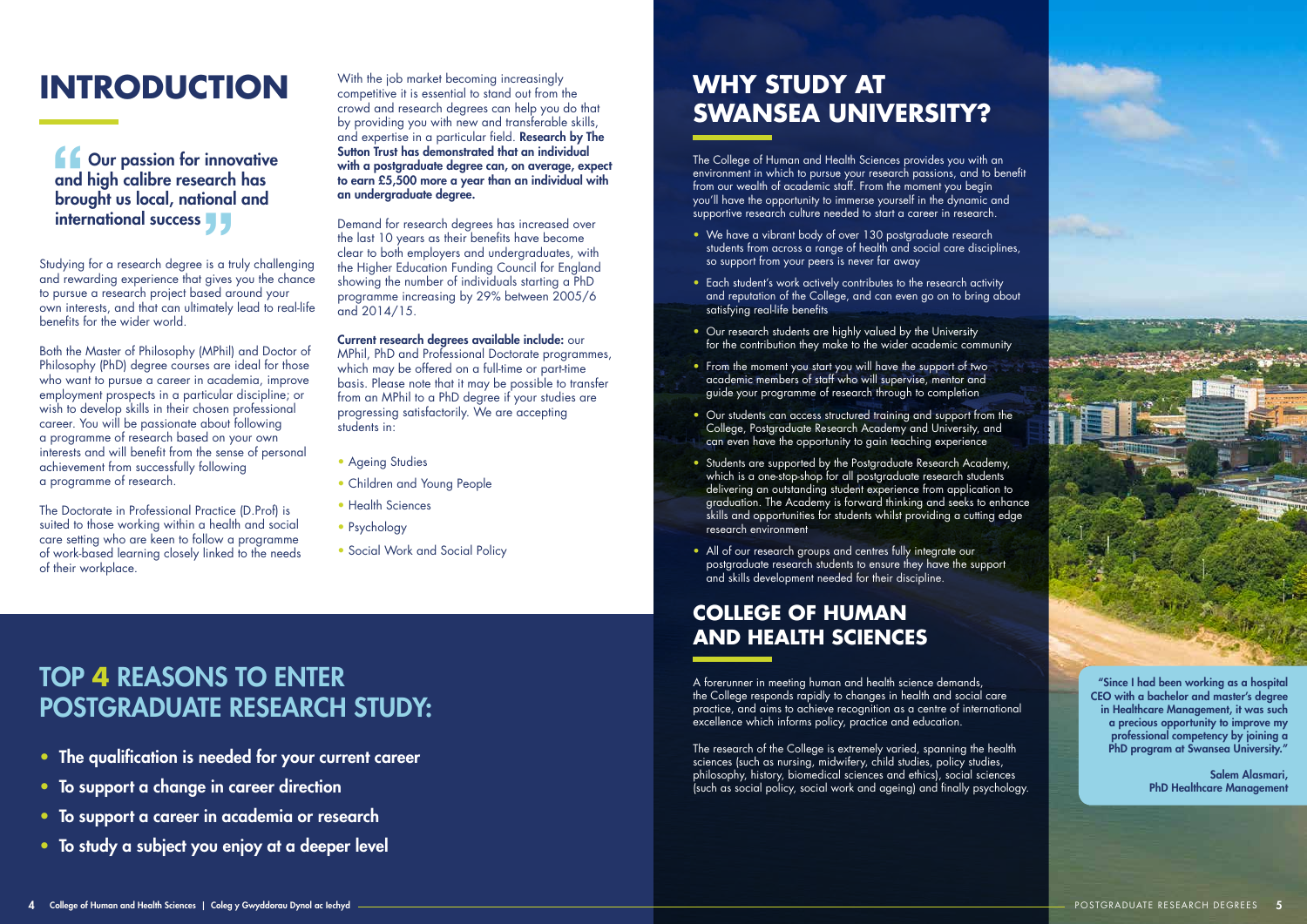# INTRODUCTION

**Our passion for innovative and high calibre research has brought us local, national and international success**

Studying for a research degree is a truly challenging and rewarding experience that gives you the chance to pursue a research project based around your own interests, and that can ultimately lead to real-life benefits for the wider world.

Both the Master of Philosophy (MPhil) and Doctor of Philosophy (PhD) degree courses are ideal for those who want to pursue a career in academia, improve employment prospects in a particular discipline; or wish to develop skills in their chosen professional career. You will be passionate about following a programme of research based on your own interests and will benefit from the sense of personal achievement from successfully following a programme of research.

The Doctorate in Professional Practice (D.Prof) is suited to those working within a health and social care setting who are keen to follow a programme of work-based learning closely linked to the needs of their workplace.

With the job market becoming increasingly competitive it is essential to stand out from the crowd and research degrees can help you do that by providing you with new and transferable skills, and expertise in a particular field. **Research by The Sutton Trust has demonstrated that an individual with a postgraduate degree can, on average, expect to earn £5,500 more a year than an individual with an undergraduate degree.**

Demand for research degrees has increased over the last 10 years as their benefits have become clear to both employers and undergraduates, with the Higher Education Funding Council for England showing the number of individuals starting a PhD programme increasing by 29% between 2005/6 and 2014/15.

**Current research degrees available include:** our MPhil, PhD and Professional Doctorate programmes, which may be offered on a full-time or part-time basis. Please note that it may be possible to transfer from an MPhil to a PhD degree if your studies are progressing satisfactorily. We are accepting students in:

- Ageing Studies
- Children and Young People
- Health Sciences
- Psychology
- Social Work and Social Policy

## TOP 4 REASONS TO ENTER POSTGRADUATE RESEARCH STUDY:

- **The qualification is needed for your current career**
- **To support a change in career direction**
- **To support a career in academia or research**
- **To study a subject you enjoy at a deeper level**

# WHY STUDY AT SWANSEA UNIVERSITY?

The College of Human and Health Sciences provides you with an environment in which to pursue your research passions, and to benefit from our wealth of academic staff. From the moment you begin you'll have the opportunity to immerse yourself in the dynamic and supportive research culture needed to start a career in research.

- We have a vibrant body of over 130 postgraduate research students from across a range of health and social care disciplines, so support from your peers is never far away
- Each student's work actively contributes to the research activity and reputation of the College, and can even go on to bring about satisfying real-life benefits
- Our research students are highly valued by the University for the contribution they make to the wider academic community
- From the moment you start you will have the support of two academic members of staff who will supervise, mentor and guide your programme of research through to completion
- Our students can access structured training and support from the College, Postgraduate Research Academy and University, and can even have the opportunity to gain teaching experience
- Students are supported by the Postgraduate Research Academy, which is a one-stop-shop for all postgraduate research students delivering an outstanding student experience from application to graduation. The Academy is forward thinking and seeks to enhance skills and opportunities for students whilst providing a cutting edge research environment
- All of our research groups and centres fully integrate our postgraduate research students to ensure they have the support and skills development needed for their discipline.

# COLLEGE OF HUMAN AND HEALTH SCIENCES

A forerunner in meeting human and health science demands, the College responds rapidly to changes in health and social care practice, and aims to achieve recognition as a centre of international excellence which informs policy, practice and education.

The research of the College is extremely varied, spanning the health sciences (such as nursing, midwifery, child studies, policy studies, philosophy, history, biomedical sciences and ethics), social sciences (such as social policy, social work and ageing) and finally psychology.

**"Since I had been working as a hospital CEO with a bachelor and master's degree in Healthcare Management, it was such a precious opportunity to improve my professional competency by joining a PhD program at Swansea University."**

**Salem Alasmari,**
**PhD Healthcare Management**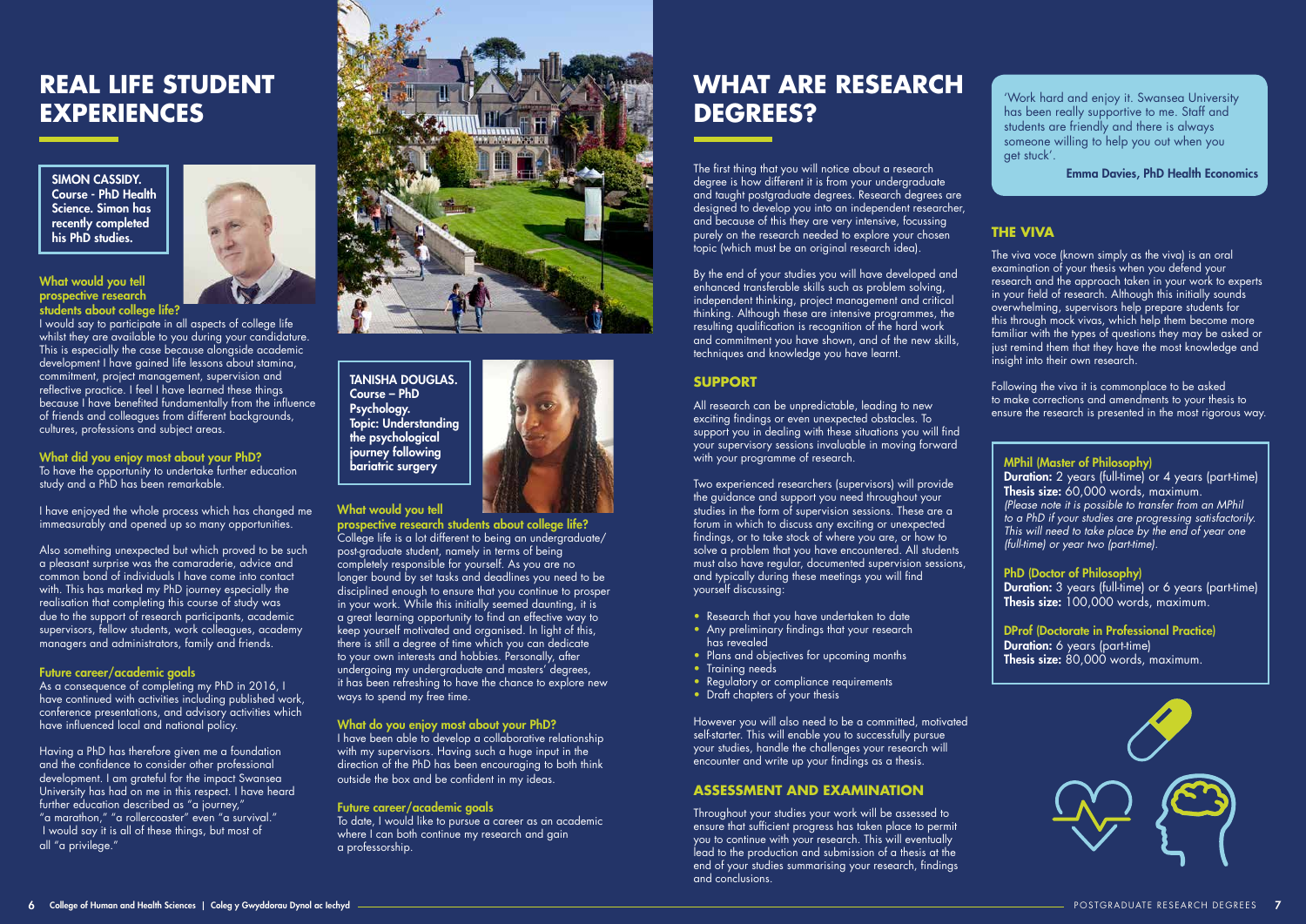# REAL LIFE STUDENT EXPERIENCES

**SIMON CASSIDY. Course - PhD Health Science. Simon has recently completed his PhD studies.**

### What would you tell prospective research students about college life?

I would say to participate in all aspects of college life whilst they are available to you during your candidature. This is especially the case because alongside academic development I have gained life lessons about stamina, commitment, project management, supervision and reflective practice. I feel I have learned these things because I have benefited fundamentally from the influence of friends and colleagues from different backgrounds, cultures, professions and subject areas.

### What did you enjoy most about your PhD?

To have the opportunity to undertake further education study and a PhD has been remarkable.

I have enjoyed the whole process which has changed me immeasurably and opened up so many opportunities.

Also something unexpected but which proved to be such a pleasant surprise was the camaraderie, advice and common bond of individuals I have come into contact with. This has marked my PhD journey especially the realisation that completing this course of study was due to the support of research participants, academic supervisors, fellow students, work colleagues, academy managers and administrators, family and friends.

### Future career/academic goals

As a consequence of completing my PhD in 2016, I have continued with activities including published work, conference presentations, and advisory activities which have influenced local and national policy.

Having a PhD has therefore given me a foundation and the confidence to consider other professional development. I am grateful for the impact Swansea University has had on me in this respect. I have heard further education described as "a journey," "a marathon," "a rollercoaster" even "a survival." I would say it is all of these things, but most of all "a privilege."

**TANISHA DOUGLAS. Course – PhD Psychology. Topic: Understanding the psychological journey following bariatric surgery**

### What would you tell prospective research students about college life?

College life is a lot different to being an undergraduate/ post-graduate student, namely in terms of being completely responsible for yourself. As you are no longer bound by set tasks and deadlines you need to be disciplined enough to ensure that you continue to prosper in your work. While this initially seemed daunting, it is a great learning opportunity to find an effective way to keep yourself motivated and organised. In light of this, there is still a degree of time which you can dedicate to your own interests and hobbies. Personally, after undergoing my undergraduate and masters' degrees, it has been refreshing to have the chance to explore new ways to spend my free time.

### What do you enjoy most about your PhD?

I have been able to develop a collaborative relationship with my supervisors. Having such a huge input in the direction of the PhD has been encouraging to both think outside the box and be confident in my ideas.

### Future career/academic goals

To date, I would like to pursue a career as an academic where I can both continue my research and gain a professorship.

# WHAT ARE RESEARCH DEGREES?

The first thing that you will notice about a research degree is how different it is from your undergraduate and taught postgraduate degrees. Research degrees are designed to develop you into an independent researcher, and because of this they are very intensive, focussing purely on the research needed to explore your chosen topic (which must be an original research idea).

By the end of your studies you will have developed and enhanced transferable skills such as problem solving, independent thinking, project management and critical thinking. Although these are intensive programmes, the resulting qualification is recognition of the hard work and commitment you have shown, and of the new skills, techniques and knowledge you have learnt.

## SUPPORT

All research can be unpredictable, leading to new exciting findings or even unexpected obstacles. To support you in dealing with these situations you will find your supervisory sessions invaluable in moving forward with your programme of research.

Two experienced researchers (supervisors) will provide the guidance and support you need throughout your studies in the form of supervision sessions. These are a forum in which to discuss any exciting or unexpected findings, or to take stock of where you are, or how to solve a problem that you have encountered. All students must also have regular, documented supervision sessions, and typically during these meetings you will find yourself discussing:

- Research that you have undertaken to date
- Any preliminary findings that your research has revealed
- Plans and objectives for upcoming months
- Training needs
- Regulatory or compliance requirements
- Draft chapters of your thesis

However you will also need to be a committed, motivated self-starter. This will enable you to successfully pursue your studies, handle the challenges your research will encounter and write up your findings as a thesis.

## ASSESSMENT AND EXAMINATION

Throughout your studies your work will be assessed to ensure that sufficient progress has taken place to permit you to continue with your research. This will eventually lead to the production and submission of a thesis at the end of your studies summarising your research, findings and conclusions.

'Work hard and enjoy it. Swansea University has been really supportive to me. Staff and students are friendly and there is always someone willing to help you out when you get stuck'.

**Emma Davies, PhD Health Economics**

## THE VIVA

The viva voce (known simply as the viva) is an oral examination of your thesis when you defend your research and the approach taken in your work to experts in your field of research. Although this initially sounds overwhelming, supervisors help prepare students for this through mock vivas, which help them become more familiar with the types of questions they may be asked or just remind them that they have the most knowledge and insight into their own research.

Following the viva it is commonplace to be asked to make corrections and amendments to your thesis to ensure the research is presented in the most rigorous way.

### MPhil (Master of Philosophy)

**Duration:** 2 years (full-time) or 4 years (part-time)
**Thesis size:** 60,000 words, maximum.
*(Please note it is possible to transfer from an MPhil to a PhD if your studies are progressing satisfactorily. This will need to take place by the end of year one (full-time) or year two (part-time).*

### PhD (Doctor of Philosophy)

**Duration:** 3 years (full-time) or 6 years (part-time)
**Thesis size:** 100,000 words, maximum.

### DProf (Doctorate in Professional Practice)

**Duration:** 6 years (part-time)
**Thesis size:** 80,000 words, maximum.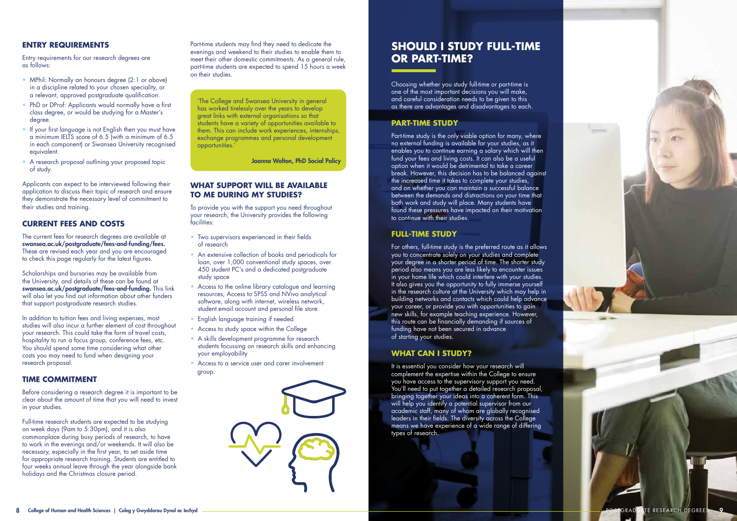## ENTRY REQUIREMENTS

Entry requirements for our research degrees are as follows:

- MPhil: Normally an honours degree (2:1 or above) in a discipline related to your chosen speciality, or a relevant, approved postgraduate qualification.
- PhD or DProf: Applicants would normally have a first class degree, or would be studying for a Master's degree.
- If your first language is not English then you must have a minimum IELTS score of 6.5 (with a minimum of 6.5 in each component) or Swansea University recognised equivalent.
- A research proposal outlining your proposed topic of study.

Applicants can expect to be interviewed following their application to discuss their topic of research and ensure they demonstrate the necessary level of commitment to their studies and training.

## CURRENT FEES AND COSTS

The current fees for research degrees are available at **swansea.ac.uk/postgraduate/fees-and-funding/fees.** These are revised each year and you are encouraged to check this page regularly for the latest figures.

Scholarships and bursaries may be available from the University, and details of these can be found at **swansea.ac.uk/postgraduate/fees-and-funding.** This link will also let you find out information about other funders that support postgraduate research studies.

In addition to tuition fees and living expenses, most studies will also incur a further element of cost throughout your research. This could take the form of travel costs, hospitality to run a focus group, conference fees, etc. You should spend some time considering what other costs you may need to fund when designing your research proposal.

## TIME COMMITMENT

Before considering a research degree it is important to be clear about the amount of time that you will need to invest in your studies.

Full-time research students are expected to be studying on week days (9am to 5:30pm), and it is also commonplace during busy periods of research, to have to work in the evenings and/or weekends. It will also be necessary, especially in the first year, to set aside time for appropriate research training. Students are entitled to four weeks annual leave through the year alongside bank holidays and the Christmas closure period.

Part-time students may find they need to dedicate the evenings and weekend to their studies to enable them to meet their other domestic commitments. As a general rule, part-time students are expected to spend 15 hours a week on their studies.

> 'The College and Swansea University in general has worked tirelessly over the years to develop great links with external organisations so that students have a variety of opportunities available to them. This can include work experiences, internships, exchange programmes and personal development opportunities.'
>
> **Joanna Wolton, PhD Social Policy**

## WHAT SUPPORT WILL BE AVAILABLE TO ME DURING MY STUDIES?

To provide you with the support you need throughout your research, the University provides the following facilities:

- Two supervisors experienced in their fields of research
- An extensive collection of books and periodicals for loan, over 1,000 conventional study spaces, over 450 student PC's and a dedicated postgraduate study space
- Access to the online library catalogue and learning resources, Access to SPSS and NVivo analytical software, along with internet, wireless network, student email account and personal file store
- English language training if needed
- Access to study space within the College
- A skills development programme for research students focussing on research skills and enhancing your employability
- Access to a service user and carer involvement group.

# SHOULD I STUDY FULL-TIME OR PART-TIME?

Choosing whether you study full-time or part-time is one of the most important decisions you will make, and careful consideration needs to be given to this as there are advantages and disadvantages to each.

## PART-TIME STUDY

Part-time study is the only viable option for many, where no external funding is available for your studies, as it enables you to continue earning a salary which will then fund your fees and living costs. It can also be a useful option when it would be detrimental to take a career break. However, this decision has to be balanced against the increased time it takes to complete your studies, and on whether you can maintain a successful balance between the demands and distractions on your time that both work and study will place. Many students have found these pressures have impacted on their motivation to continue with their studies.

## FULL-TIME STUDY

For others, full-time study is the preferred route as it allows you to concentrate solely on your studies and complete your degree in a shorter period of time. The shorter study period also means you are less likely to encounter issues in your home life which could interfere with your studies. It also gives you the opportunity to fully immerse yourself in the research culture at the University which may help in building networks and contacts which could help advance your career, or provide you with opportunities to gain new skills, for example teaching experience. However, this route can be financially demanding if sources of funding have not been secured in advance of starting your studies.

## WHAT CAN I STUDY?

It is essential you consider how your research will complement the expertise within the College to ensure you have access to the supervisory support you need. You'll need to put together a detailed research proposal, bringing together your ideas into a coherent form. This will help you identify a potential supervisor from our academic staff, many of whom are globally recognised leaders in their fields. The diversity across the College means we have experience of a wide range of differing types of research.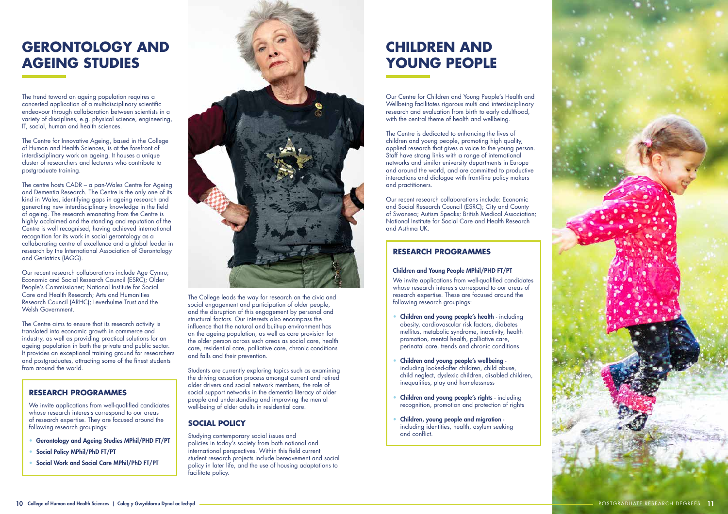# GERONTOLOGY AND AGEING STUDIES

The trend toward an ageing population requires a concerted application of a multidisciplinary scientific endeavour through collaboration between scientists in a variety of disciplines, e.g. physical science, engineering, IT, social, human and health sciences.

The Centre for Innovative Ageing, based in the College of Human and Health Sciences, is at the forefront of interdisciplinary work on ageing. It houses a unique cluster of researchers and lecturers who contribute to postgraduate training.

The centre hosts CADR – a pan-Wales Centre for Ageing and Dementia Research. The Centre is the only one of its kind in Wales, identifying gaps in ageing research and generating new interdisciplinary knowledge in the field of ageing. The research emanating from the Centre is highly acclaimed and the standing and reputation of the Centre is well recognised, having achieved international recognition for its work in social gerontology as a collaborating centre of excellence and a global leader in research by the International Association of Gerontology and Geriatrics (IAGG).

Our recent research collaborations include Age Cymru; Economic and Social Research Council (ESRC); Older People's Commissioner; National Institute for Social Care and Health Research; Arts and Humanities Research Council (ARHC); Leverhulme Trust and the Welsh Government.

The Centre aims to ensure that its research activity is translated into economic growth in commerce and industry, as well as providing practical solutions for an ageing population in both the private and public sector. It provides an exceptional training ground for researchers and postgraduates, attracting some of the finest students from around the world.

## RESEARCH PROGRAMMES

We invite applications from well-qualified candidates whose research interests correspond to our areas of research expertise. They are focused around the following research groupings:

- **Gerontology and Ageing Studies MPhil/PHD FT/PT**
- **Social Policy MPhil/PhD FT/PT**
- **Social Work and Social Care MPhil/PhD FT/PT**

The College leads the way for research on the civic and social engagement and participation of older people, and the disruption of this engagement by personal and structural factors. Our interests also encompass the influence that the natural and built-up environment has on the ageing population, as well as core provision for the older person across such areas as social care, health care, residential care, palliative care, chronic conditions and falls and their prevention.

Students are currently exploring topics such as examining the driving cessation process amongst current and retired older drivers and social network members, the role of social support networks in the dementia literacy of older people and understanding and improving the mental well-being of older adults in residential care.

## SOCIAL POLICY

Studying contemporary social issues and policies in today's society from both national and international perspectives. Within this field current student research projects include bereavement and social policy in later life, and the use of housing adaptations to facilitate policy.

# CHILDREN AND YOUNG PEOPLE

Our Centre for Children and Young People's Health and Wellbeing facilitates rigorous multi and interdisciplinary research and evaluation from birth to early adulthood, with the central theme of health and wellbeing.

The Centre is dedicated to enhancing the lives of children and young people, promoting high quality, applied research that gives a voice to the young person. Staff have strong links with a range of international networks and similar university departments in Europe and around the world, and are committed to productive interactions and dialogue with front-line policy makers and practitioners.

Our recent research collaborations include: Economic and Social Research Council (ESRC); City and County of Swansea; Autism Speaks; British Medical Association; National Institute for Social Care and Health Research and Asthma UK.

## RESEARCH PROGRAMMES

**Children and Young People MPhil/PHD FT/PT**

We invite applications from well-qualified candidates whose research interests correspond to our areas of research expertise. These are focused around the following research groupings:

- **Children and young people's health** - including obesity, cardiovascular risk factors, diabetes mellitus, metabolic syndrome, inactivity, health promotion, mental health, palliative care, perinatal care, trends and chronic conditions
- **Children and young people's wellbeing** - including looked-after children, child abuse, child neglect, dyslexic children, disabled children, inequalities, play and homelessness
- **Children and young people's rights** - including recognition, promotion and protection of rights
- **Children, young people and migration** - including identities, health, asylum seeking and conflict.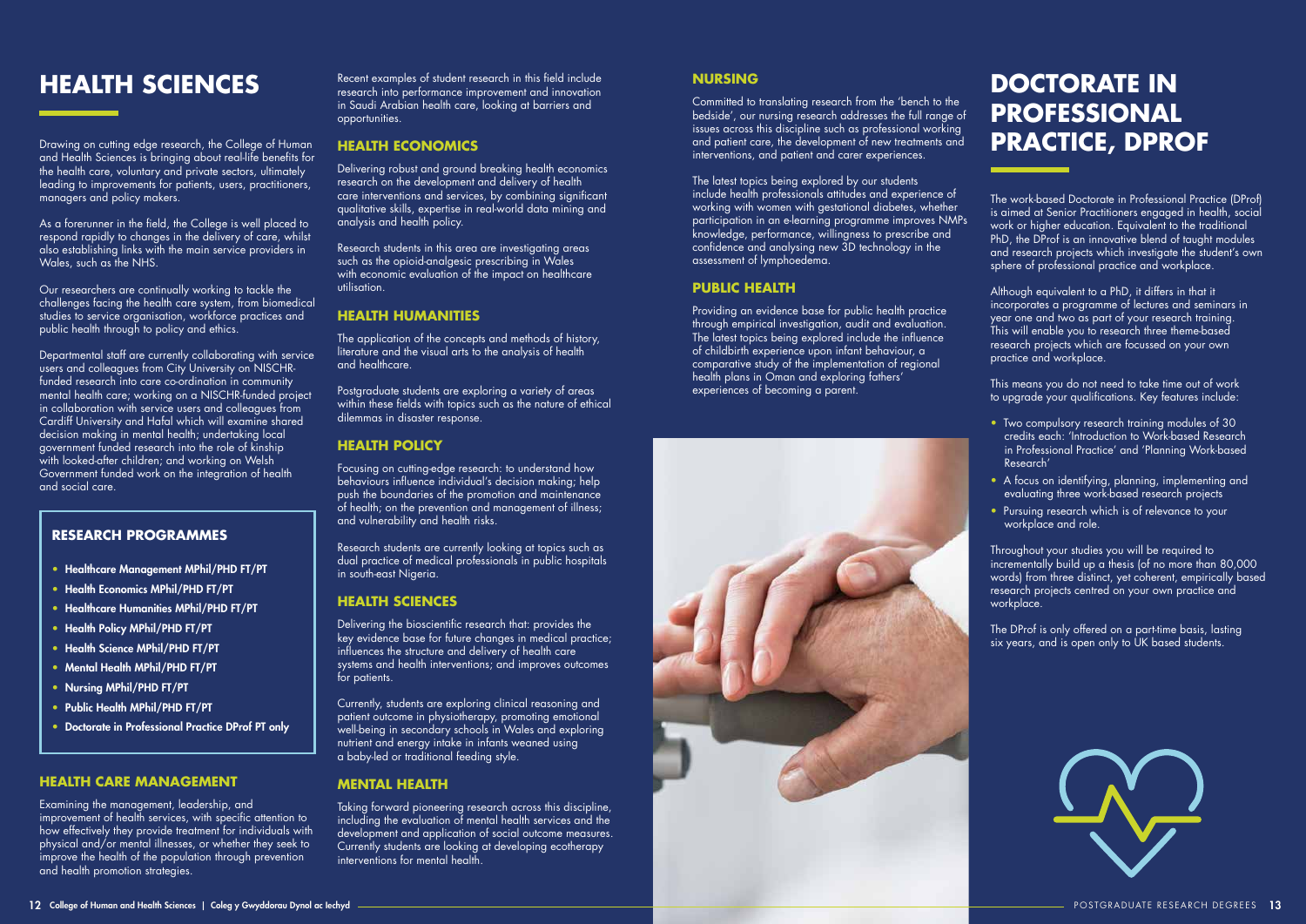# HEALTH SCIENCES

Drawing on cutting edge research, the College of Human and Health Sciences is bringing about real-life benefits for the health care, voluntary and private sectors, ultimately leading to improvements for patients, users, practitioners, managers and policy makers.

As a forerunner in the field, the College is well placed to respond rapidly to changes in the delivery of care, whilst also establishing links with the main service providers in Wales, such as the NHS.

Our researchers are continually working to tackle the challenges facing the health care system, from biomedical studies to service organisation, workforce practices and public health through to policy and ethics.

Departmental staff are currently collaborating with service users and colleagues from City University on NISCHR-funded research into care co-ordination in community mental health care; working on a NISCHR-funded project in collaboration with service users and colleagues from Cardiff University and Hafal which will examine shared decision making in mental health; undertaking local government funded research into the role of kinship with looked-after children; and working on Welsh Government funded work on the integration of health and social care.

### RESEARCH PROGRAMMES

- **Healthcare Management MPhil/PHD FT/PT**
- **Health Economics MPhil/PHD FT/PT**
- **Healthcare Humanities MPhil/PHD FT/PT**
- **Health Policy MPhil/PHD FT/PT**
- **Health Science MPhil/PHD FT/PT**
- **Mental Health MPhil/PHD FT/PT**
- **Nursing MPhil/PHD FT/PT**
- **Public Health MPhil/PHD FT/PT**
- **Doctorate in Professional Practice DProf PT only**

## HEALTH CARE MANAGEMENT

Examining the management, leadership, and improvement of health services, with specific attention to how effectively they provide treatment for individuals with physical and/or mental illnesses, or whether they seek to improve the health of the population through prevention and health promotion strategies.

Recent examples of student research in this field include research into performance improvement and innovation in Saudi Arabian health care, looking at barriers and opportunities.

## HEALTH ECONOMICS

Delivering robust and ground breaking health economics research on the development and delivery of health care interventions and services, by combining significant qualitative skills, expertise in real-world data mining and analysis and health policy.

Research students in this area are investigating areas such as the opioid-analgesic prescribing in Wales with economic evaluation of the impact on healthcare utilisation.

## HEALTH HUMANITIES

The application of the concepts and methods of history, literature and the visual arts to the analysis of health and healthcare.

Postgraduate students are exploring a variety of areas within these fields with topics such as the nature of ethical dilemmas in disaster response.

## HEALTH POLICY

Focusing on cutting-edge research: to understand how behaviours influence individual's decision making; help push the boundaries of the promotion and maintenance of health; on the prevention and management of illness; and vulnerability and health risks.

Research students are currently looking at topics such as dual practice of medical professionals in public hospitals in south-east Nigeria.

## HEALTH SCIENCES

Delivering the bioscientific research that: provides the key evidence base for future changes in medical practice; influences the structure and delivery of health care systems and health interventions; and improves outcomes for patients.

Currently, students are exploring clinical reasoning and patient outcome in physiotherapy, promoting emotional well-being in secondary schools in Wales and exploring nutrient and energy intake in infants weaned using a baby-led or traditional feeding style.

## MENTAL HEALTH

Taking forward pioneering research across this discipline, including the evaluation of mental health services and the development and application of social outcome measures. Currently students are looking at developing ecotherapy interventions for mental health.

## NURSING

Committed to translating research from the 'bench to the bedside', our nursing research addresses the full range of issues across this discipline such as professional working and patient care, the development of new treatments and interventions, and patient and carer experiences.

The latest topics being explored by our students include health professionals attitudes and experience of working with women with gestational diabetes, whether participation in an e-learning programme improves NMPs knowledge, performance, willingness to prescribe and confidence and analysing new 3D technology in the assessment of lymphoedema.

## PUBLIC HEALTH

Providing an evidence base for public health practice through empirical investigation, audit and evaluation. The latest topics being explored include the influence of childbirth experience upon infant behaviour, a comparative study of the implementation of regional health plans in Oman and exploring fathers' experiences of becoming a parent.

# DOCTORATE IN PROFESSIONAL PRACTICE, DPROF

The work-based Doctorate in Professional Practice (DProf) is aimed at Senior Practitioners engaged in health, social work or higher education. Equivalent to the traditional PhD, the DProf is an innovative blend of taught modules and research projects which investigate the student's own sphere of professional practice and workplace.

Although equivalent to a PhD, it differs in that it incorporates a programme of lectures and seminars in year one and two as part of your research training. This will enable you to research three theme-based research projects which are focussed on your own practice and workplace.

This means you do not need to take time out of work to upgrade your qualifications. Key features include:

- Two compulsory research training modules of 30 credits each: 'Introduction to Work-based Research in Professional Practice' and 'Planning Work-based Research'
- A focus on identifying, planning, implementing and evaluating three work-based research projects
- Pursuing research which is of relevance to your workplace and role.

Throughout your studies you will be required to incrementally build up a thesis (of no more than 80,000 words) from three distinct, yet coherent, empirically based research projects centred on your own practice and workplace.

The DProf is only offered on a part-time basis, lasting six years, and is open only to UK based students.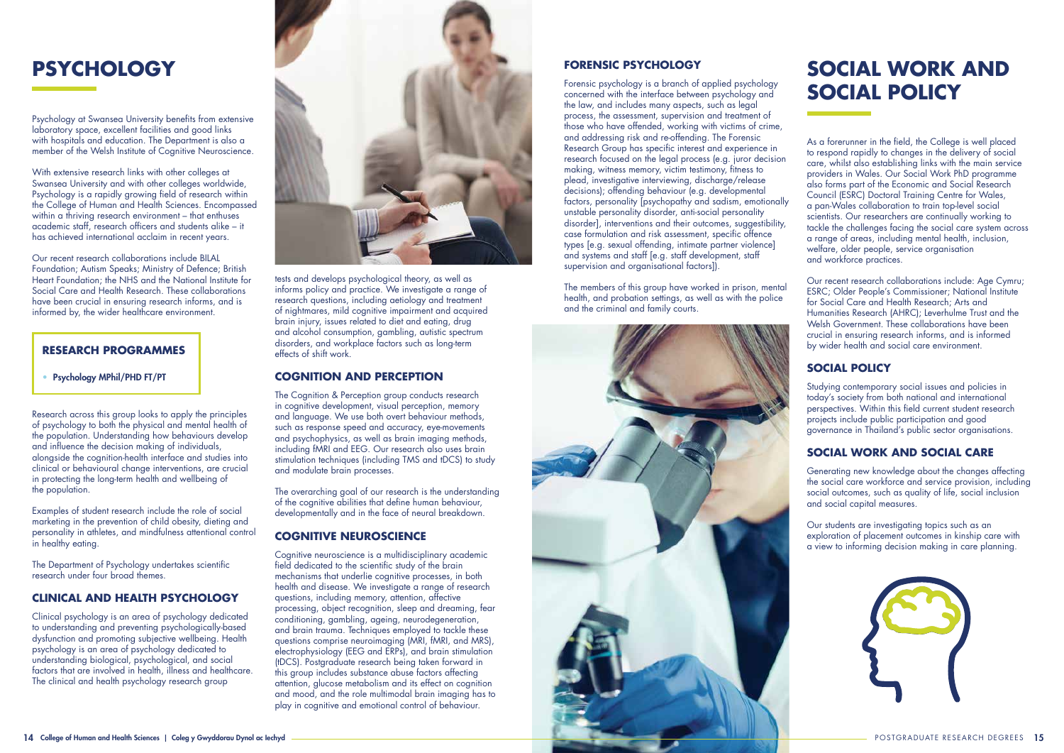# PSYCHOLOGY

Psychology at Swansea University benefits from extensive laboratory space, excellent facilities and good links with hospitals and education. The Department is also a member of the Welsh Institute of Cognitive Neuroscience.

With extensive research links with other colleges at Swansea University and with other colleges worldwide, Psychology is a rapidly growing field of research within the College of Human and Health Sciences. Encompassed within a thriving research environment – that enthuses academic staff, research officers and students alike – it has achieved international acclaim in recent years.

Our recent research collaborations include BILAL Foundation; Autism Speaks; Ministry of Defence; British Heart Foundation; the NHS and the National Institute for Social Care and Health Research. These collaborations have been crucial in ensuring research informs, and is informed by, the wider healthcare environment.

### RESEARCH PROGRAMMES

- **Psychology MPhil/PHD FT/PT**

Research across this group looks to apply the principles of psychology to both the physical and mental health of the population. Understanding how behaviours develop and influence the decision making of individuals, alongside the cognition-health interface and studies into clinical or behavioural change interventions, are crucial in protecting the long-term health and wellbeing of the population.

Examples of student research include the role of social marketing in the prevention of child obesity, dieting and personality in athletes, and mindfulness attentional control in healthy eating.

The Department of Psychology undertakes scientific research under four broad themes.

## CLINICAL AND HEALTH PSYCHOLOGY

Clinical psychology is an area of psychology dedicated to understanding and preventing psychologically-based dysfunction and promoting subjective wellbeing. Health psychology is an area of psychology dedicated to understanding biological, psychological, and social factors that are involved in health, illness and healthcare. The clinical and health psychology research group tests and develops psychological theory, as well as informs policy and practice. We investigate a range of research questions, including aetiology and treatment of nightmares, mild cognitive impairment and acquired brain injury, issues related to diet and eating, drug and alcohol consumption, gambling, autistic spectrum disorders, and workplace factors such as long-term effects of shift work.

## COGNITION AND PERCEPTION

The Cognition & Perception group conducts research in cognitive development, visual perception, memory and language. We use both overt behaviour methods, such as response speed and accuracy, eye-movements and psychophysics, as well as brain imaging methods, including fMRI and EEG. Our research also uses brain stimulation techniques (including TMS and tDCS) to study and modulate brain processes.

The overarching goal of our research is the understanding of the cognitive abilities that define human behaviour, developmentally and in the face of neural breakdown.

## COGNITIVE NEUROSCIENCE

Cognitive neuroscience is a multidisciplinary academic field dedicated to the scientific study of the brain mechanisms that underlie cognitive processes, in both health and disease. We investigate a range of research questions, including memory, attention, affective processing, object recognition, sleep and dreaming, fear conditioning, gambling, ageing, neurodegeneration, and brain trauma. Techniques employed to tackle these questions comprise neuroimaging (MRI, fMRI, and MRS), electrophysiology (EEG and ERPs), and brain stimulation (tDCS). Postgraduate research being taken forward in this group includes substance abuse factors affecting attention, glucose metabolism and its effect on cognition and mood, and the role multimodal brain imaging has to play in cognitive and emotional control of behaviour.

## FORENSIC PSYCHOLOGY

Forensic psychology is a branch of applied psychology concerned with the interface between psychology and the law, and includes many aspects, such as legal process, the assessment, supervision and treatment of those who have offended, working with victims of crime, and addressing risk and re-offending. The Forensic Research Group has specific interest and experience in research focused on the legal process (e.g. juror decision making, witness memory, victim testimony, fitness to plead, investigative interviewing, discharge/release decisions); offending behaviour (e.g. developmental factors, personality [psychopathy and sadism, emotionally unstable personality disorder, anti-social personality disorder], interventions and their outcomes, suggestibility, case formulation and risk assessment, specific offence types [e.g. sexual offending, intimate partner violence] and systems and staff [e.g. staff development, staff supervision and organisational factors]).

The members of this group have worked in prison, mental health, and probation settings, as well as with the police and the criminal and family courts.

# SOCIAL WORK AND SOCIAL POLICY

As a forerunner in the field, the College is well placed to respond rapidly to changes in the delivery of social care, whilst also establishing links with the main service providers in Wales. Our Social Work PhD programme also forms part of the Economic and Social Research Council (ESRC) Doctoral Training Centre for Wales, a pan-Wales collaboration to train top-level social scientists. Our researchers are continually working to tackle the challenges facing the social care system across a range of areas, including mental health, inclusion, welfare, older people, service organisation and workforce practices.

Our recent research collaborations include: Age Cymru; ESRC; Older People's Commissioner; National Institute for Social Care and Health Research; Arts and Humanities Research (AHRC); Leverhulme Trust and the Welsh Government. These collaborations have been crucial in ensuring research informs, and is informed by wider health and social care environment.

## SOCIAL POLICY

Studying contemporary social issues and policies in today's society from both national and international perspectives. Within this field current student research projects include public participation and good governance in Thailand's public sector organisations.

## SOCIAL WORK AND SOCIAL CARE

Generating new knowledge about the changes affecting the social care workforce and service provision, including social outcomes, such as quality of life, social inclusion and social capital measures.

Our students are investigating topics such as an exploration of placement outcomes in kinship care with a view to informing decision making in care planning.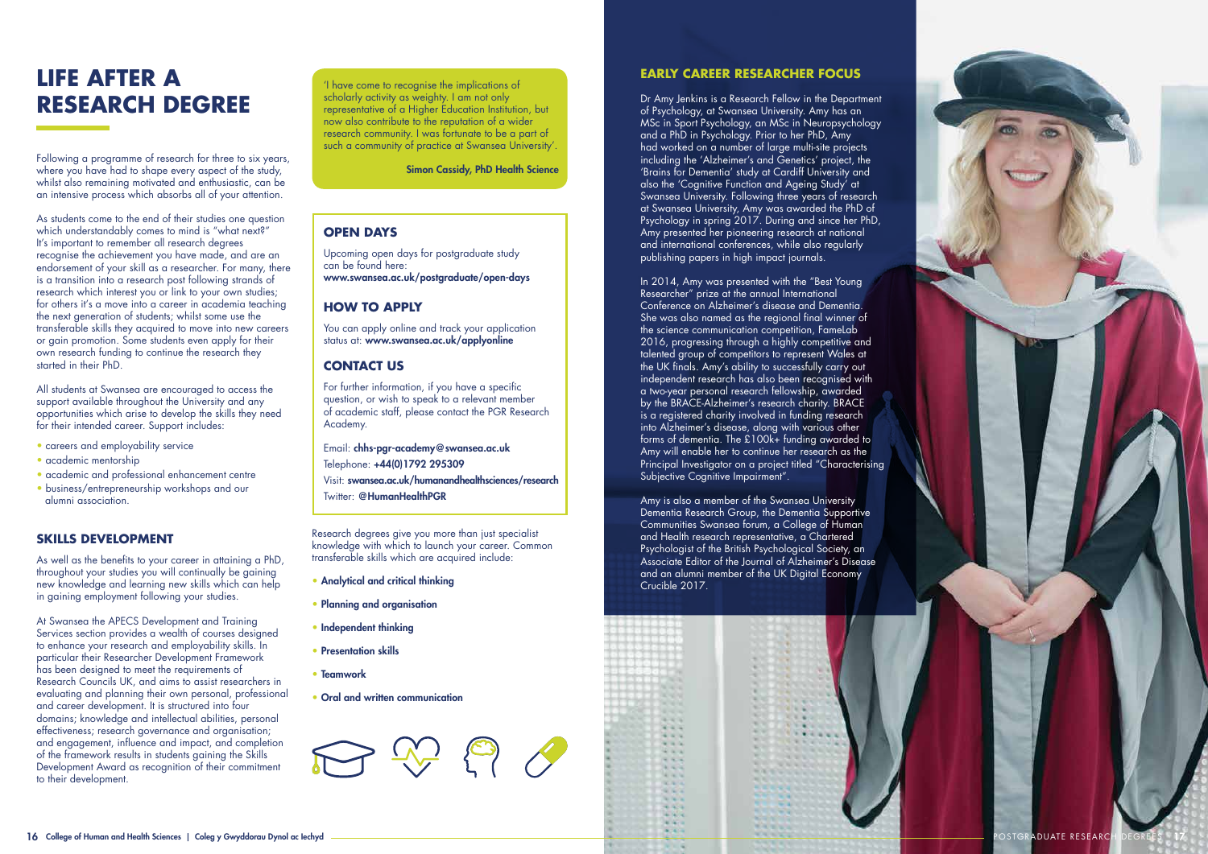# LIFE AFTER A RESEARCH DEGREE

Following a programme of research for three to six years, where you have had to shape every aspect of the study, whilst also remaining motivated and enthusiastic, can be an intensive process which absorbs all of your attention.

As students come to the end of their studies one question which understandably comes to mind is "what next?" It's important to remember all research degrees recognise the achievement you have made, and are an endorsement of your skill as a researcher. For many, there is a transition into a research post following strands of research which interest you or link to your own studies; for others it's a move into a career in academia teaching the next generation of students; whilst some use the transferable skills they acquired to move into new careers or gain promotion. Some students even apply for their own research funding to continue the research they started in their PhD.

All students at Swansea are encouraged to access the support available throughout the University and any opportunities which arise to develop the skills they need for their intended career. Support includes:

- careers and employability service
- academic mentorship
- academic and professional enhancement centre
- business/entrepreneurship workshops and our alumni association.

## SKILLS DEVELOPMENT

As well as the benefits to your career in attaining a PhD, throughout your studies you will continually be gaining new knowledge and learning new skills which can help in gaining employment following your studies.

At Swansea the APECS Development and Training Services section provides a wealth of courses designed to enhance your research and employability skills. In particular their Researcher Development Framework has been designed to meet the requirements of Research Councils UK, and aims to assist researchers in evaluating and planning their own personal, professional and career development. It is structured into four domains; knowledge and intellectual abilities, personal effectiveness; research governance and organisation; and engagement, influence and impact, and completion of the framework results in students gaining the Skills Development Award as recognition of their commitment to their development.

'I have come to recognise the implications of scholarly activity as weighty. I am not only representative of a Higher Education Institution, but now also contribute to the reputation of a wider research community. I was fortunate to be a part of such a community of practice at Swansea University'.

**Simon Cassidy, PhD Health Science**

## OPEN DAYS

Upcoming open days for postgraduate study can be found here:
**www.swansea.ac.uk/postgraduate/open-days**

## HOW TO APPLY

You can apply online and track your application status at: **www.swansea.ac.uk/applyonline**

## CONTACT US

For further information, if you have a specific question, or wish to speak to a relevant member of academic staff, please contact the PGR Research Academy.

Email: **chhs-pgr-academy@swansea.ac.uk**
Telephone: **+44(0)1792 295309**
Visit: **swansea.ac.uk/humanandhealthsciences/research**
Twitter: **@HumanHealthPGR**

Research degrees give you more than just specialist knowledge with which to launch your career. Common transferable skills which are acquired include:

- **Analytical and critical thinking**
- **Planning and organisation**
- **Independent thinking**
- **Presentation skills**
- **Teamwork**
- **Oral and written communication**

## EARLY CAREER RESEARCHER FOCUS

Dr Amy Jenkins is a Research Fellow in the Department of Psychology, at Swansea University. Amy has an MSc in Sport Psychology, an MSc in Neuropsychology and a PhD in Psychology. Prior to her PhD, Amy had worked on a number of large multi-site projects including the 'Alzheimer's and Genetics' project, the 'Brains for Dementia' study at Cardiff University and also the 'Cognitive Function and Ageing Study' at Swansea University. Following three years of research at Swansea University, Amy was awarded the PhD of Psychology in spring 2017. During and since her PhD, Amy presented her pioneering research at national and international conferences, while also regularly publishing papers in high impact journals.

In 2014, Amy was presented with the "Best Young Researcher" prize at the annual International Conference on Alzheimer's disease and Dementia. She was also named as the regional final winner of the science communication competition, FameLab 2016, progressing through a highly competitive and talented group of competitors to represent Wales at the UK finals. Amy's ability to successfully carry out independent research has also been recognised with a two-year personal research fellowship, awarded by the BRACE-Alzheimer's research charity. BRACE is a registered charity involved in funding research into Alzheimer's disease, along with various other forms of dementia. The £100k+ funding awarded to Amy will enable her to continue her research as the Principal Investigator on a project titled "Characterising Subjective Cognitive Impairment".

Amy is also a member of the Swansea University Dementia Research Group, the Dementia Supportive Communities Swansea forum, a College of Human and Health research representative, a Chartered Psychologist of the British Psychological Society, an Associate Editor of the Journal of Alzheimer's Disease and an alumni member of the UK Digital Economy Crucible 2017.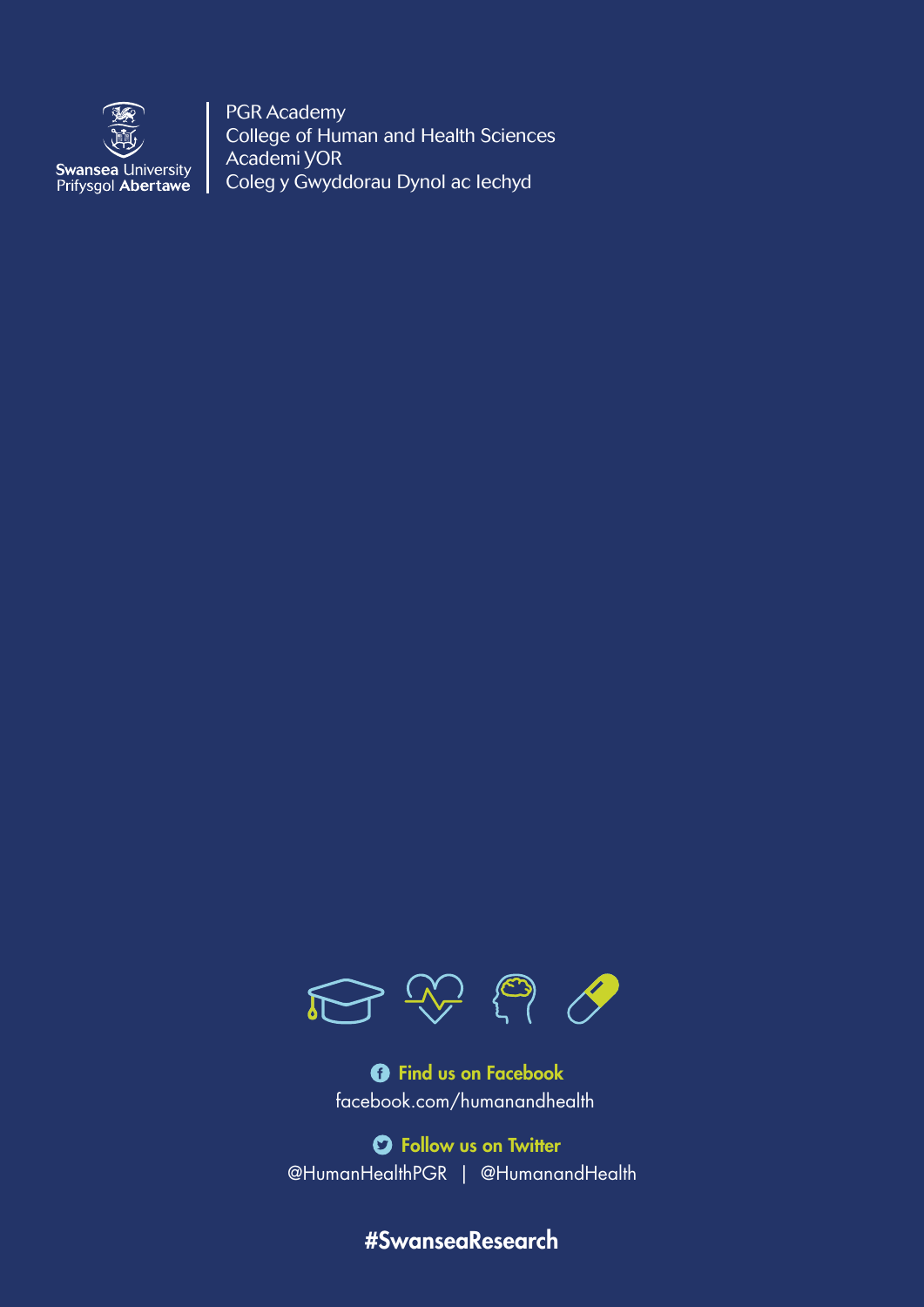Swansea University
Prifysgol Abertawe

PGR Academy
College of Human and Health Sciences
Academi YOR
Coleg y Gwyddorau Dynol ac Iechyd

**Find us on Facebook**
facebook.com/humanandhealth

**Follow us on Twitter**
@HumanHealthPGR | @HumanandHealth

**#SwanseaResearch**